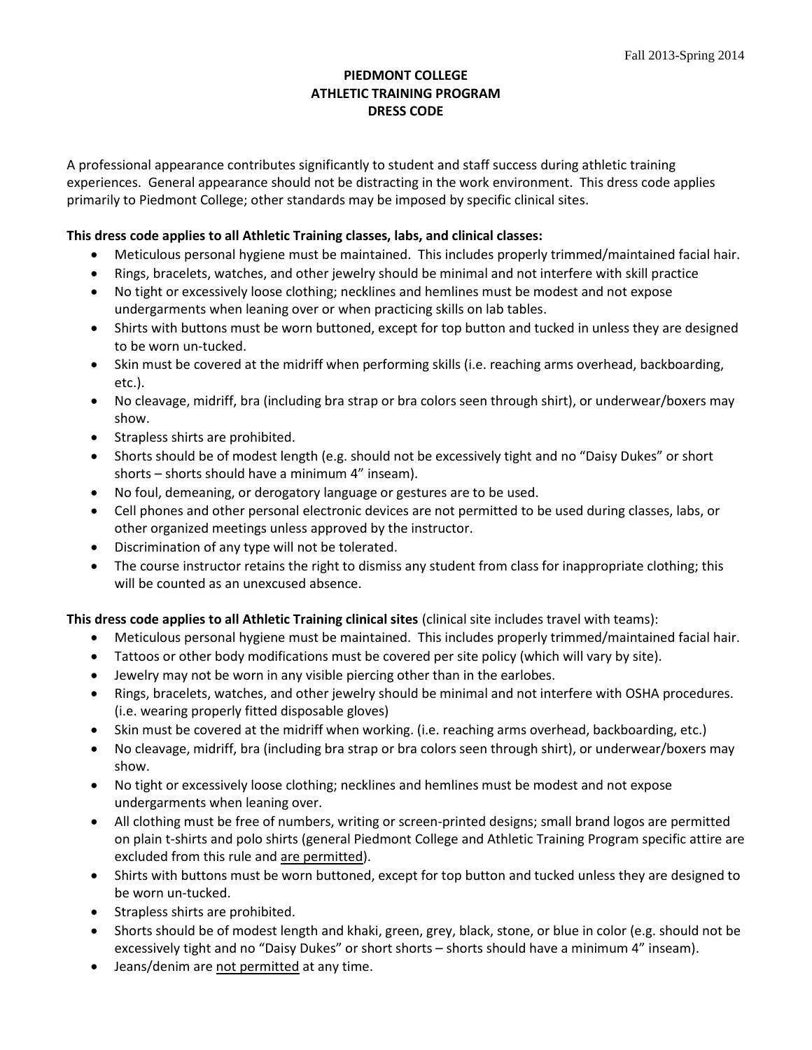Fall 2013-Spring 2014

# PIEDMONT COLLEGE
## ATHLETIC TRAINING PROGRAM
## DRESS CODE

A professional appearance contributes significantly to student and staff success during athletic training experiences. General appearance should not be distracting in the work environment. This dress code applies primarily to Piedmont College; other standards may be imposed by specific clinical sites.

**This dress code applies to all Athletic Training classes, labs, and clinical classes:**

- Meticulous personal hygiene must be maintained. This includes properly trimmed/maintained facial hair.
- Rings, bracelets, watches, and other jewelry should be minimal and not interfere with skill practice
- No tight or excessively loose clothing; necklines and hemlines must be modest and not expose undergarments when leaning over or when practicing skills on lab tables.
- Shirts with buttons must be worn buttoned, except for top button and tucked in unless they are designed to be worn un-tucked.
- Skin must be covered at the midriff when performing skills (i.e. reaching arms overhead, backboarding, etc.).
- No cleavage, midriff, bra (including bra strap or bra colors seen through shirt), or underwear/boxers may show.
- Strapless shirts are prohibited.
- Shorts should be of modest length (e.g. should not be excessively tight and no "Daisy Dukes" or short shorts – shorts should have a minimum 4" inseam).
- No foul, demeaning, or derogatory language or gestures are to be used.
- Cell phones and other personal electronic devices are not permitted to be used during classes, labs, or other organized meetings unless approved by the instructor.
- Discrimination of any type will not be tolerated.
- The course instructor retains the right to dismiss any student from class for inappropriate clothing; this will be counted as an unexcused absence.

**This dress code applies to all Athletic Training clinical sites** (clinical site includes travel with teams):

- Meticulous personal hygiene must be maintained. This includes properly trimmed/maintained facial hair.
- Tattoos or other body modifications must be covered per site policy (which will vary by site).
- Jewelry may not be worn in any visible piercing other than in the earlobes.
- Rings, bracelets, watches, and other jewelry should be minimal and not interfere with OSHA procedures. (i.e. wearing properly fitted disposable gloves)
- Skin must be covered at the midriff when working. (i.e. reaching arms overhead, backboarding, etc.)
- No cleavage, midriff, bra (including bra strap or bra colors seen through shirt), or underwear/boxers may show.
- No tight or excessively loose clothing; necklines and hemlines must be modest and not expose undergarments when leaning over.
- All clothing must be free of numbers, writing or screen-printed designs; small brand logos are permitted on plain t-shirts and polo shirts (general Piedmont College and Athletic Training Program specific attire are excluded from this rule and <u>are permitted</u>).
- Shirts with buttons must be worn buttoned, except for top button and tucked unless they are designed to be worn un-tucked.
- Strapless shirts are prohibited.
- Shorts should be of modest length and khaki, green, grey, black, stone, or blue in color (e.g. should not be excessively tight and no "Daisy Dukes" or short shorts – shorts should have a minimum 4" inseam).
- Jeans/denim are <u>not permitted</u> at any time.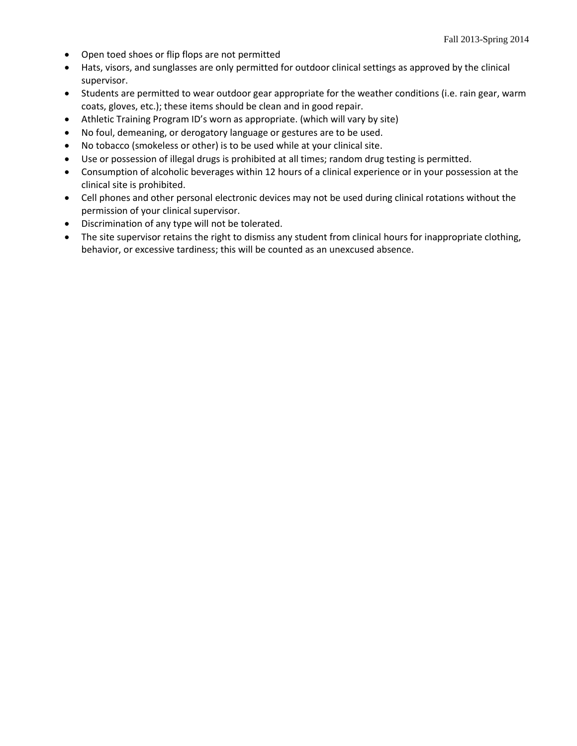- Open toed shoes or flip flops are not permitted
- Hats, visors, and sunglasses are only permitted for outdoor clinical settings as approved by the clinical supervisor.
- Students are permitted to wear outdoor gear appropriate for the weather conditions (i.e. rain gear, warm coats, gloves, etc.); these items should be clean and in good repair.
- Athletic Training Program ID's worn as appropriate. (which will vary by site)
- No foul, demeaning, or derogatory language or gestures are to be used.
- No tobacco (smokeless or other) is to be used while at your clinical site.
- Use or possession of illegal drugs is prohibited at all times; random drug testing is permitted.
- Consumption of alcoholic beverages within 12 hours of a clinical experience or in your possession at the clinical site is prohibited.
- Cell phones and other personal electronic devices may not be used during clinical rotations without the permission of your clinical supervisor.
- Discrimination of any type will not be tolerated.
- The site supervisor retains the right to dismiss any student from clinical hours for inappropriate clothing, behavior, or excessive tardiness; this will be counted as an unexcused absence.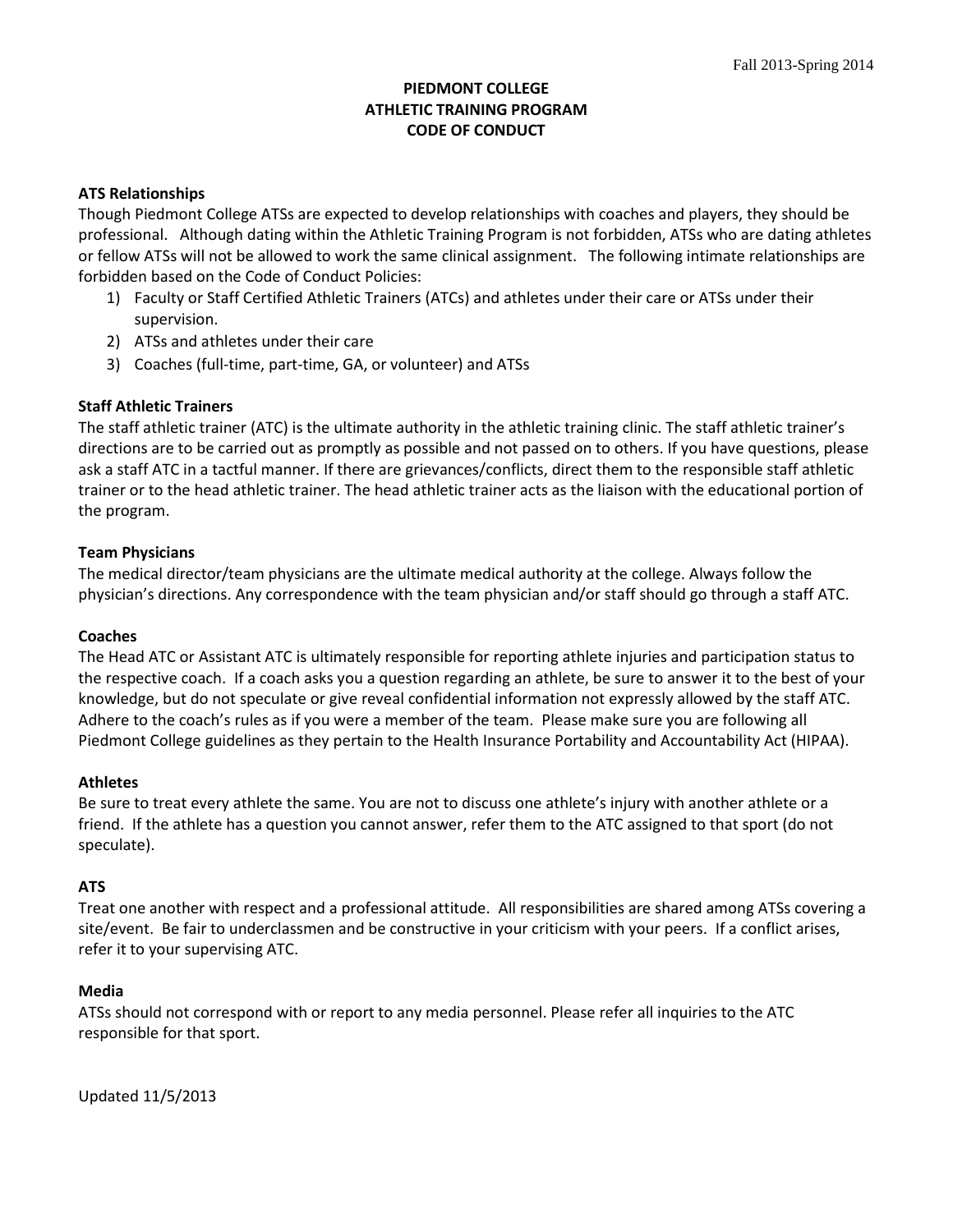Fall 2013-Spring 2014

# PIEDMONT COLLEGE
# ATHLETIC TRAINING PROGRAM
# CODE OF CONDUCT

**ATS Relationships**

Though Piedmont College ATSs are expected to develop relationships with coaches and players, they should be professional. Although dating within the Athletic Training Program is not forbidden, ATSs who are dating athletes or fellow ATSs will not be allowed to work the same clinical assignment. The following intimate relationships are forbidden based on the Code of Conduct Policies:

1) Faculty or Staff Certified Athletic Trainers (ATCs) and athletes under their care or ATSs under their supervision.
2) ATSs and athletes under their care
3) Coaches (full-time, part-time, GA, or volunteer) and ATSs

**Staff Athletic Trainers**

The staff athletic trainer (ATC) is the ultimate authority in the athletic training clinic. The staff athletic trainer's directions are to be carried out as promptly as possible and not passed on to others. If you have questions, please ask a staff ATC in a tactful manner. If there are grievances/conflicts, direct them to the responsible staff athletic trainer or to the head athletic trainer. The head athletic trainer acts as the liaison with the educational portion of the program.

**Team Physicians**

The medical director/team physicians are the ultimate medical authority at the college. Always follow the physician's directions. Any correspondence with the team physician and/or staff should go through a staff ATC.

**Coaches**

The Head ATC or Assistant ATC is ultimately responsible for reporting athlete injuries and participation status to the respective coach. If a coach asks you a question regarding an athlete, be sure to answer it to the best of your knowledge, but do not speculate or give reveal confidential information not expressly allowed by the staff ATC. Adhere to the coach's rules as if you were a member of the team. Please make sure you are following all Piedmont College guidelines as they pertain to the Health Insurance Portability and Accountability Act (HIPAA).

**Athletes**

Be sure to treat every athlete the same. You are not to discuss one athlete's injury with another athlete or a friend. If the athlete has a question you cannot answer, refer them to the ATC assigned to that sport (do not speculate).

**ATS**

Treat one another with respect and a professional attitude. All responsibilities are shared among ATSs covering a site/event. Be fair to underclassmen and be constructive in your criticism with your peers. If a conflict arises, refer it to your supervising ATC.

**Media**

ATSs should not correspond with or report to any media personnel. Please refer all inquiries to the ATC responsible for that sport.

Updated 11/5/2013